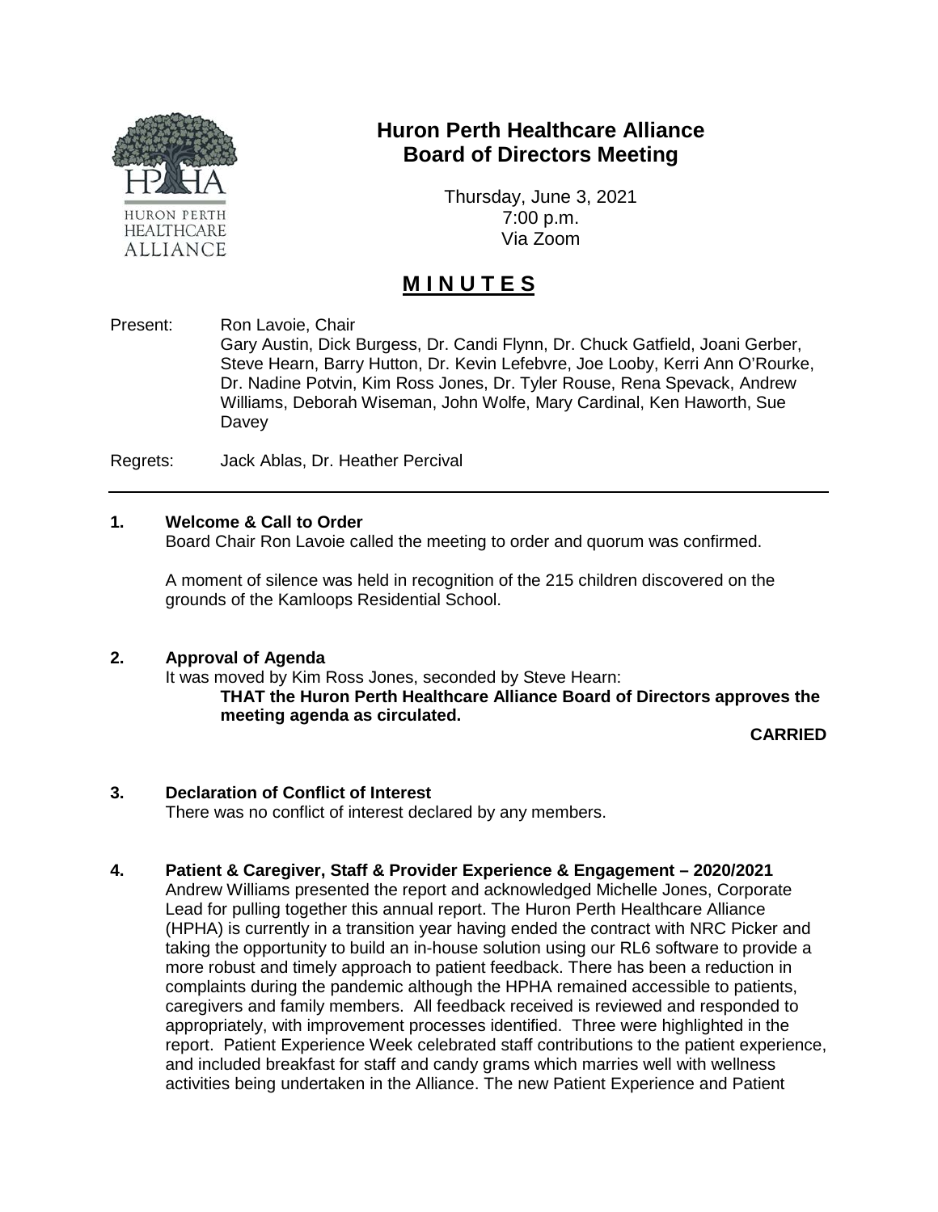# Huron Perth Healthcare Alliance
# Board of Directors Meeting

Thursday, June 3, 2021
7:00 p.m.
Via Zoom

## **M I N U T E S**

Present: Ron Lavoie, Chair
Gary Austin, Dick Burgess, Dr. Candi Flynn, Dr. Chuck Gatfield, Joani Gerber, Steve Hearn, Barry Hutton, Dr. Kevin Lefebvre, Joe Looby, Kerri Ann O'Rourke, Dr. Nadine Potvin, Kim Ross Jones, Dr. Tyler Rouse, Rena Spevack, Andrew Williams, Deborah Wiseman, John Wolfe, Mary Cardinal, Ken Haworth, Sue Davey

Regrets: Jack Ablas, Dr. Heather Percival

---

### 1. Welcome & Call to Order

Board Chair Ron Lavoie called the meeting to order and quorum was confirmed.

A moment of silence was held in recognition of the 215 children discovered on the grounds of the Kamloops Residential School.

### 2. Approval of Agenda

It was moved by Kim Ross Jones, seconded by Steve Hearn:

**THAT the Huron Perth Healthcare Alliance Board of Directors approves the meeting agenda as circulated.**

**CARRIED**

### 3. Declaration of Conflict of Interest

There was no conflict of interest declared by any members.

### 4. Patient & Caregiver, Staff & Provider Experience & Engagement – 2020/2021

Andrew Williams presented the report and acknowledged Michelle Jones, Corporate Lead for pulling together this annual report. The Huron Perth Healthcare Alliance (HPHA) is currently in a transition year having ended the contract with NRC Picker and taking the opportunity to build an in-house solution using our RL6 software to provide a more robust and timely approach to patient feedback. There has been a reduction in complaints during the pandemic although the HPHA remained accessible to patients, caregivers and family members. All feedback received is reviewed and responded to appropriately, with improvement processes identified. Three were highlighted in the report. Patient Experience Week celebrated staff contributions to the patient experience, and included breakfast for staff and candy grams which marries well with wellness activities being undertaken in the Alliance. The new Patient Experience and Patient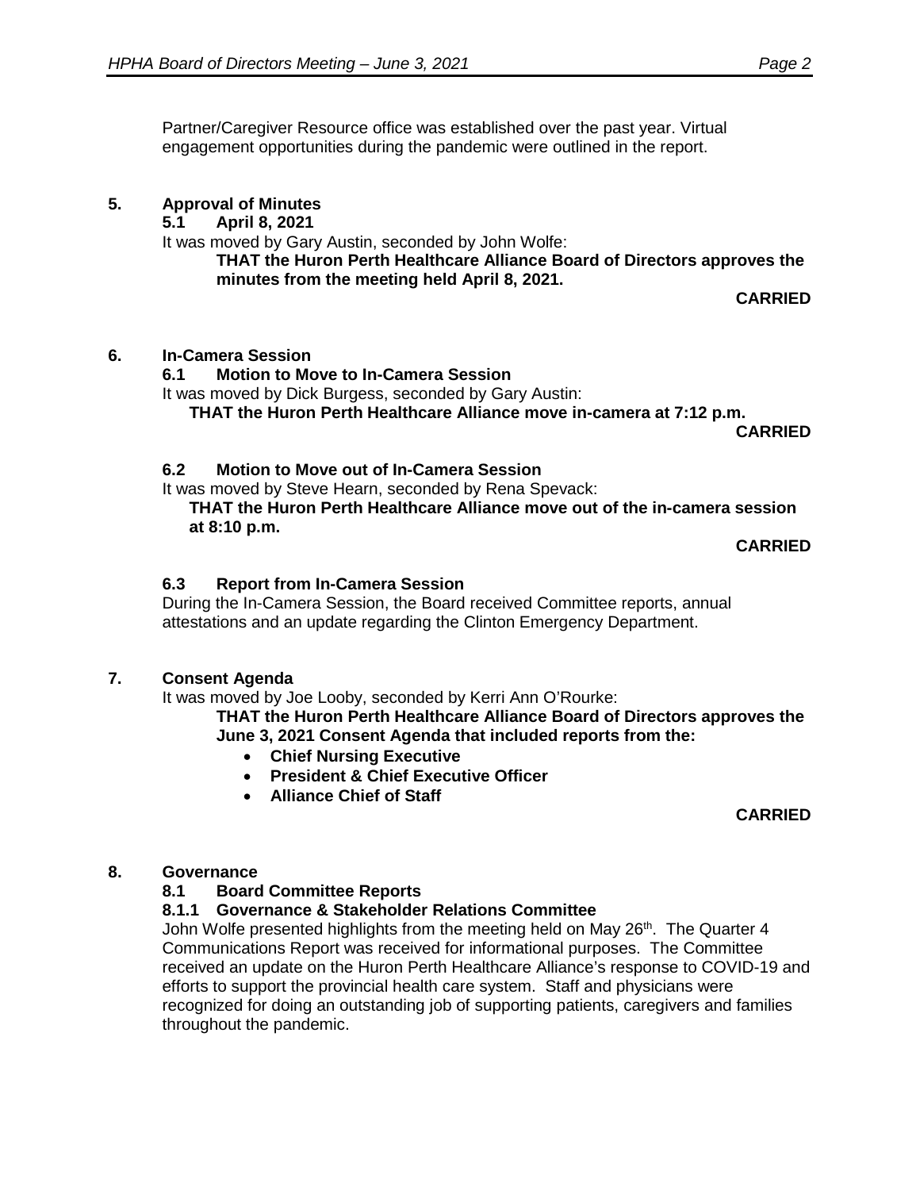Partner/Caregiver Resource office was established over the past year. Virtual engagement opportunities during the pandemic were outlined in the report.

## 5. Approval of Minutes

### 5.1 April 8, 2021

It was moved by Gary Austin, seconded by John Wolfe:

**THAT the Huron Perth Healthcare Alliance Board of Directors approves the minutes from the meeting held April 8, 2021.**

**CARRIED**

## 6. In-Camera Session

### 6.1 Motion to Move to In-Camera Session

It was moved by Dick Burgess, seconded by Gary Austin:

**THAT the Huron Perth Healthcare Alliance move in-camera at 7:12 p.m.**

**CARRIED**

### 6.2 Motion to Move out of In-Camera Session

It was moved by Steve Hearn, seconded by Rena Spevack:

**THAT the Huron Perth Healthcare Alliance move out of the in-camera session at 8:10 p.m.**

**CARRIED**

### 6.3 Report from In-Camera Session

During the In-Camera Session, the Board received Committee reports, annual attestations and an update regarding the Clinton Emergency Department.

## 7. Consent Agenda

It was moved by Joe Looby, seconded by Kerri Ann O'Rourke:

**THAT the Huron Perth Healthcare Alliance Board of Directors approves the June 3, 2021 Consent Agenda that included reports from the:**

- **Chief Nursing Executive**
- **President & Chief Executive Officer**
- **Alliance Chief of Staff**

**CARRIED**

## 8. Governance

### 8.1 Board Committee Reports

#### 8.1.1 Governance & Stakeholder Relations Committee

John Wolfe presented highlights from the meeting held on May 26th. The Quarter 4 Communications Report was received for informational purposes. The Committee received an update on the Huron Perth Healthcare Alliance's response to COVID-19 and efforts to support the provincial health care system. Staff and physicians were recognized for doing an outstanding job of supporting patients, caregivers and families throughout the pandemic.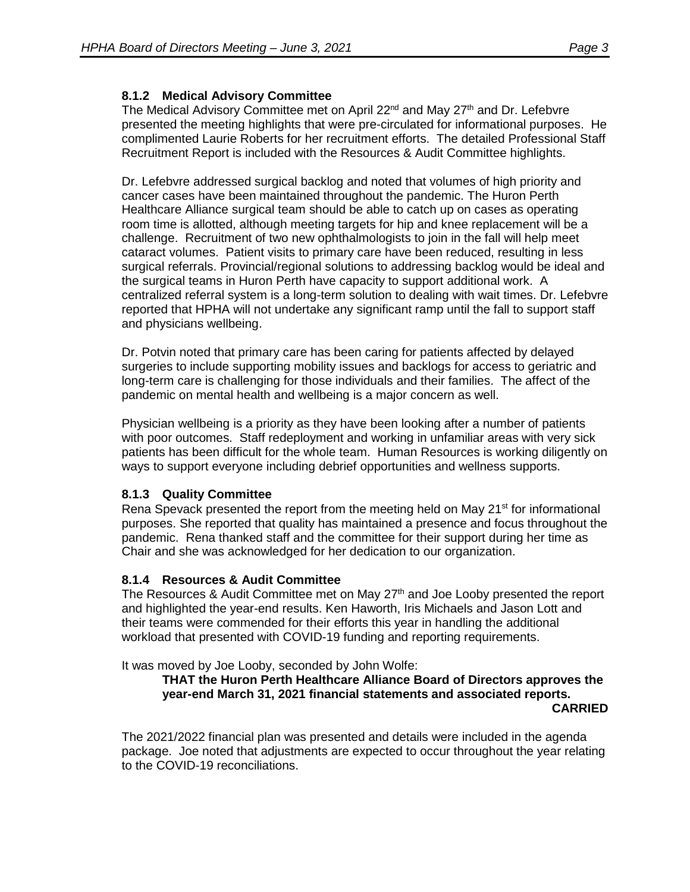### 8.1.2 Medical Advisory Committee

The Medical Advisory Committee met on April 22nd and May 27th and Dr. Lefebvre presented the meeting highlights that were pre-circulated for informational purposes. He complimented Laurie Roberts for her recruitment efforts. The detailed Professional Staff Recruitment Report is included with the Resources & Audit Committee highlights.

Dr. Lefebvre addressed surgical backlog and noted that volumes of high priority and cancer cases have been maintained throughout the pandemic. The Huron Perth Healthcare Alliance surgical team should be able to catch up on cases as operating room time is allotted, although meeting targets for hip and knee replacement will be a challenge. Recruitment of two new ophthalmologists to join in the fall will help meet cataract volumes. Patient visits to primary care have been reduced, resulting in less surgical referrals. Provincial/regional solutions to addressing backlog would be ideal and the surgical teams in Huron Perth have capacity to support additional work. A centralized referral system is a long-term solution to dealing with wait times. Dr. Lefebvre reported that HPHA will not undertake any significant ramp until the fall to support staff and physicians wellbeing.

Dr. Potvin noted that primary care has been caring for patients affected by delayed surgeries to include supporting mobility issues and backlogs for access to geriatric and long-term care is challenging for those individuals and their families. The affect of the pandemic on mental health and wellbeing is a major concern as well.

Physician wellbeing is a priority as they have been looking after a number of patients with poor outcomes. Staff redeployment and working in unfamiliar areas with very sick patients has been difficult for the whole team. Human Resources is working diligently on ways to support everyone including debrief opportunities and wellness supports.

### 8.1.3 Quality Committee

Rena Spevack presented the report from the meeting held on May 21st for informational purposes. She reported that quality has maintained a presence and focus throughout the pandemic. Rena thanked staff and the committee for their support during her time as Chair and she was acknowledged for her dedication to our organization.

### 8.1.4 Resources & Audit Committee

The Resources & Audit Committee met on May 27th and Joe Looby presented the report and highlighted the year-end results. Ken Haworth, Iris Michaels and Jason Lott and their teams were commended for their efforts this year in handling the additional workload that presented with COVID-19 funding and reporting requirements.

It was moved by Joe Looby, seconded by John Wolfe:

> **THAT the Huron Perth Healthcare Alliance Board of Directors approves the year-end March 31, 2021 financial statements and associated reports.**
>
> **CARRIED**

The 2021/2022 financial plan was presented and details were included in the agenda package. Joe noted that adjustments are expected to occur throughout the year relating to the COVID-19 reconciliations.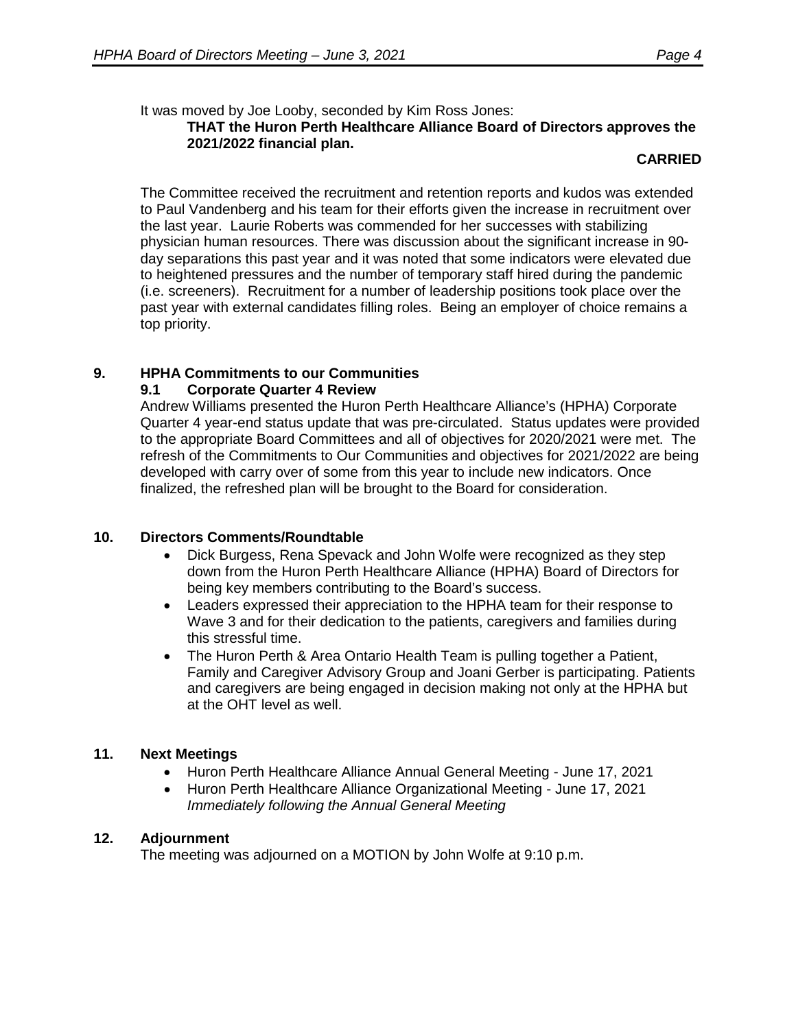It was moved by Joe Looby, seconded by Kim Ross Jones:

**THAT the Huron Perth Healthcare Alliance Board of Directors approves the 2021/2022 financial plan.**

**CARRIED**

The Committee received the recruitment and retention reports and kudos was extended to Paul Vandenberg and his team for their efforts given the increase in recruitment over the last year. Laurie Roberts was commended for her successes with stabilizing physician human resources. There was discussion about the significant increase in 90-day separations this past year and it was noted that some indicators were elevated due to heightened pressures and the number of temporary staff hired during the pandemic (i.e. screeners). Recruitment for a number of leadership positions took place over the past year with external candidates filling roles. Being an employer of choice remains a top priority.

## 9. HPHA Commitments to our Communities

### 9.1 Corporate Quarter 4 Review

Andrew Williams presented the Huron Perth Healthcare Alliance's (HPHA) Corporate Quarter 4 year-end status update that was pre-circulated. Status updates were provided to the appropriate Board Committees and all of objectives for 2020/2021 were met. The refresh of the Commitments to Our Communities and objectives for 2021/2022 are being developed with carry over of some from this year to include new indicators. Once finalized, the refreshed plan will be brought to the Board for consideration.

## 10. Directors Comments/Roundtable

- Dick Burgess, Rena Spevack and John Wolfe were recognized as they step down from the Huron Perth Healthcare Alliance (HPHA) Board of Directors for being key members contributing to the Board's success.
- Leaders expressed their appreciation to the HPHA team for their response to Wave 3 and for their dedication to the patients, caregivers and families during this stressful time.
- The Huron Perth & Area Ontario Health Team is pulling together a Patient, Family and Caregiver Advisory Group and Joani Gerber is participating. Patients and caregivers are being engaged in decision making not only at the HPHA but at the OHT level as well.

## 11. Next Meetings

- Huron Perth Healthcare Alliance Annual General Meeting - June 17, 2021
- Huron Perth Healthcare Alliance Organizational Meeting - June 17, 2021
  *Immediately following the Annual General Meeting*

## 12. Adjournment

The meeting was adjourned on a MOTION by John Wolfe at 9:10 p.m.